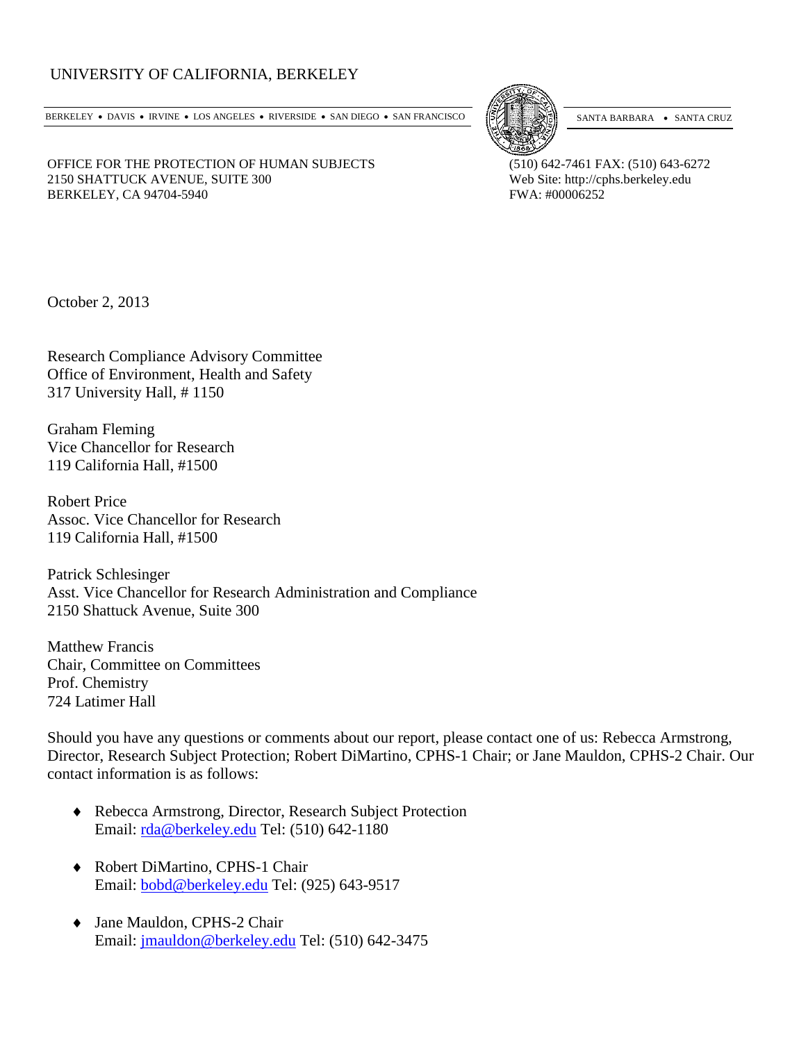UNIVERSITY OF CALIFORNIA, BERKELEY

BERKELEY • DAVIS • IRVINE • LOS ANGELES • RIVERSIDE • SAN DIEGO • SAN FRANCISCO    SANTA BARBARA • SANTA CRUZ

OFFICE FOR THE PROTECTION OF HUMAN SUBJECTS
2150 SHATTUCK AVENUE, SUITE 300
BERKELEY, CA 94704-5940

(510) 642-7461 FAX: (510) 643-6272
Web Site: http://cphs.berkeley.edu
FWA: #00006252

October 2, 2013

Research Compliance Advisory Committee
Office of Environment, Health and Safety
317 University Hall, # 1150

Graham Fleming
Vice Chancellor for Research
119 California Hall, #1500

Robert Price
Assoc. Vice Chancellor for Research
119 California Hall, #1500

Patrick Schlesinger
Asst. Vice Chancellor for Research Administration and Compliance
2150 Shattuck Avenue, Suite 300

Matthew Francis
Chair, Committee on Committees
Prof. Chemistry
724 Latimer Hall

Should you have any questions or comments about our report, please contact one of us: Rebecca Armstrong, Director, Research Subject Protection; Robert DiMartino, CPHS-1 Chair; or Jane Mauldon, CPHS-2 Chair. Our contact information is as follows:

- Rebecca Armstrong, Director, Research Subject Protection
  Email: rda@berkeley.edu Tel: (510) 642-1180
- Robert DiMartino, CPHS-1 Chair
  Email: bobd@berkeley.edu Tel: (925) 643-9517
- Jane Mauldon, CPHS-2 Chair
  Email: jmauldon@berkeley.edu Tel: (510) 642-3475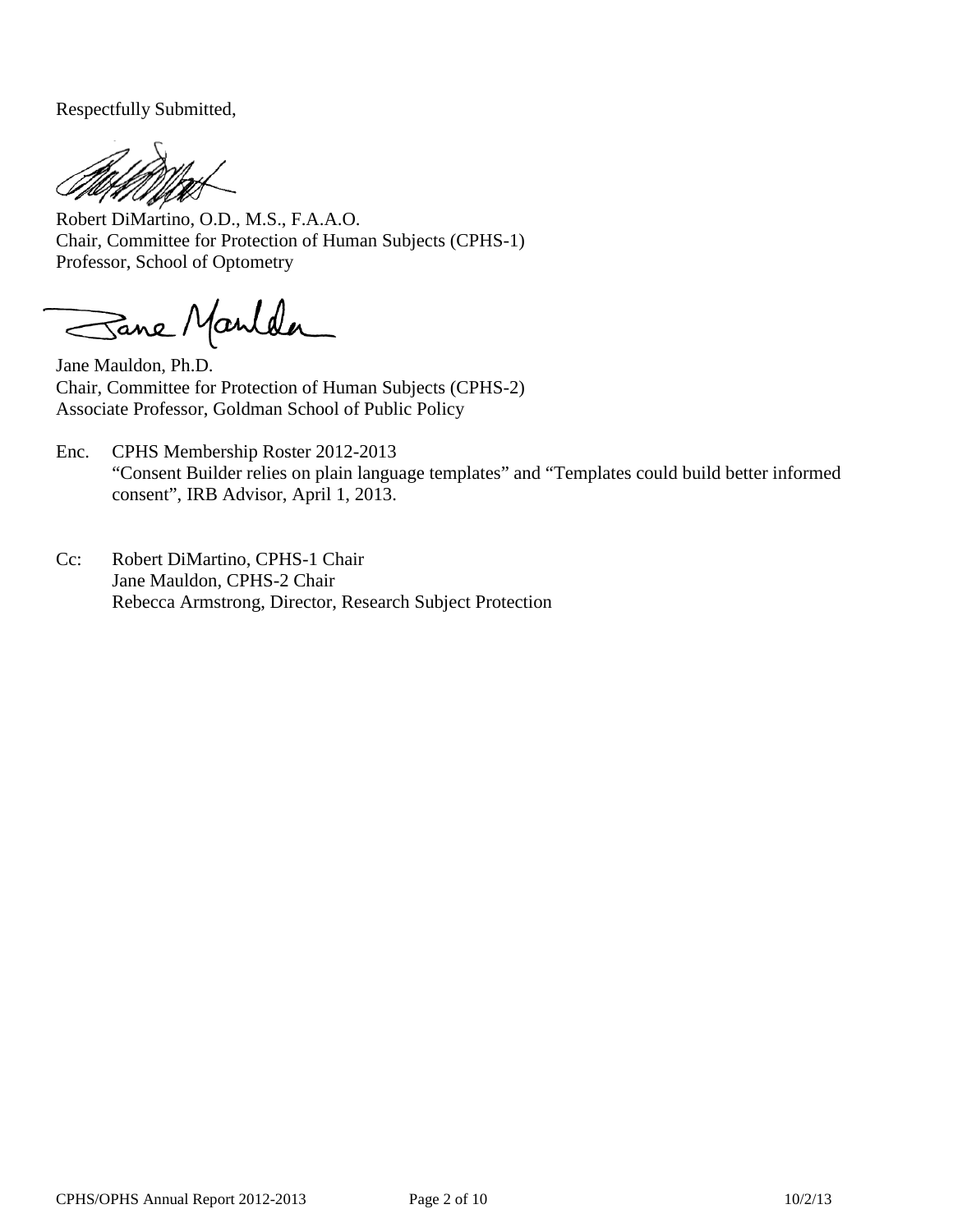Respectfully Submitted,

Robert DiMartino, O.D., M.S., F.A.A.O.
Chair, Committee for Protection of Human Subjects (CPHS-1)
Professor, School of Optometry

Jane Mauldon, Ph.D.
Chair, Committee for Protection of Human Subjects (CPHS-2)
Associate Professor, Goldman School of Public Policy

Enc. CPHS Membership Roster 2012-2013
"Consent Builder relies on plain language templates" and "Templates could build better informed consent", IRB Advisor, April 1, 2013.

Cc: Robert DiMartino, CPHS-1 Chair
Jane Mauldon, CPHS-2 Chair
Rebecca Armstrong, Director, Research Subject Protection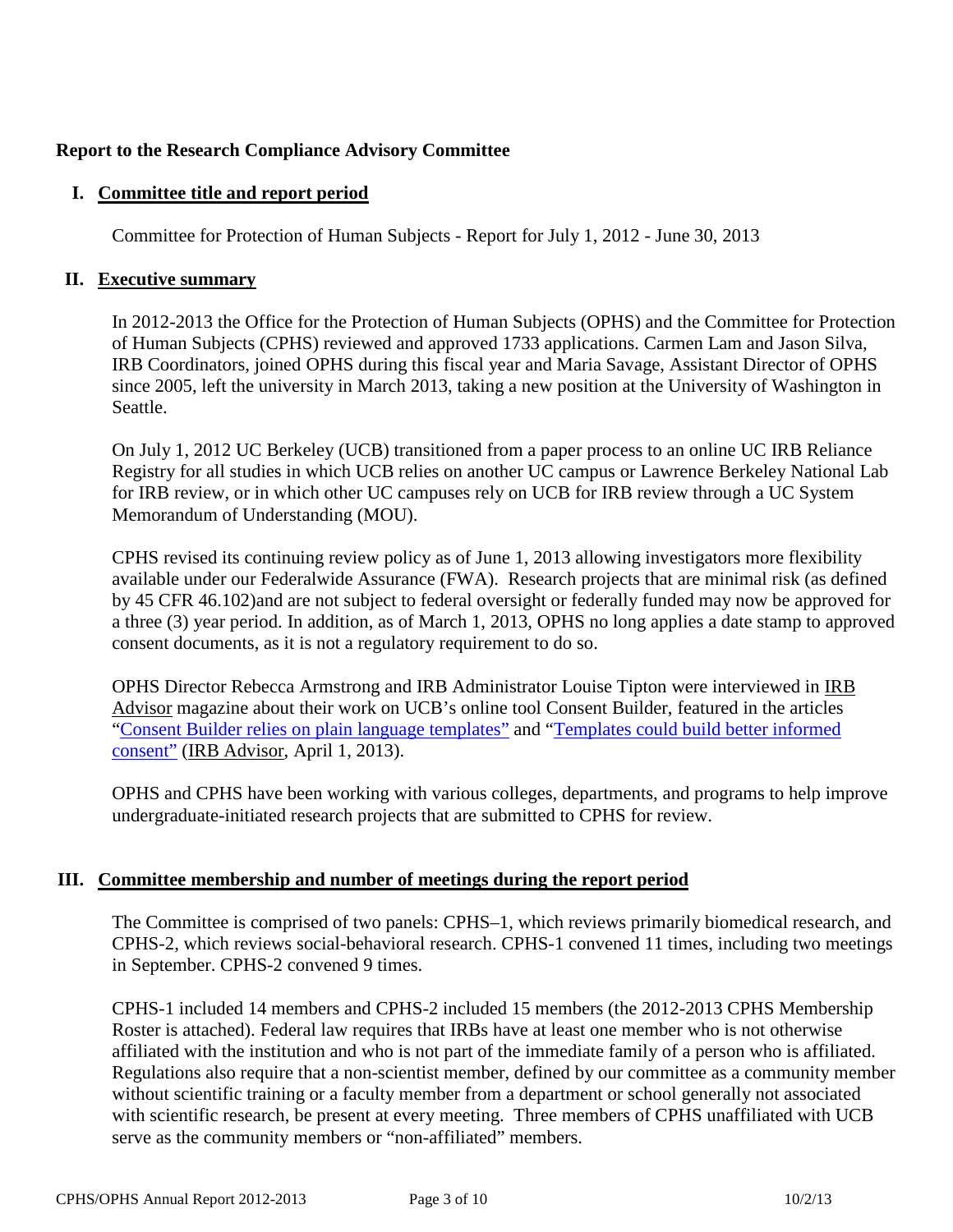**Report to the Research Compliance Advisory Committee**

## I. Committee title and report period

Committee for Protection of Human Subjects - Report for July 1, 2012 - June 30, 2013

## II. Executive summary

In 2012-2013 the Office for the Protection of Human Subjects (OPHS) and the Committee for Protection of Human Subjects (CPHS) reviewed and approved 1733 applications. Carmen Lam and Jason Silva, IRB Coordinators, joined OPHS during this fiscal year and Maria Savage, Assistant Director of OPHS since 2005, left the university in March 2013, taking a new position at the University of Washington in Seattle.

On July 1, 2012 UC Berkeley (UCB) transitioned from a paper process to an online UC IRB Reliance Registry for all studies in which UCB relies on another UC campus or Lawrence Berkeley National Lab for IRB review, or in which other UC campuses rely on UCB for IRB review through a UC System Memorandum of Understanding (MOU).

CPHS revised its continuing review policy as of June 1, 2013 allowing investigators more flexibility available under our Federalwide Assurance (FWA). Research projects that are minimal risk (as defined by 45 CFR 46.102)and are not subject to federal oversight or federally funded may now be approved for a three (3) year period. In addition, as of March 1, 2013, OPHS no long applies a date stamp to approved consent documents, as it is not a regulatory requirement to do so.

OPHS Director Rebecca Armstrong and IRB Administrator Louise Tipton were interviewed in IRB Advisor magazine about their work on UCB's online tool Consent Builder, featured in the articles "Consent Builder relies on plain language templates" and "Templates could build better informed consent" (IRB Advisor, April 1, 2013).

OPHS and CPHS have been working with various colleges, departments, and programs to help improve undergraduate-initiated research projects that are submitted to CPHS for review.

## III. Committee membership and number of meetings during the report period

The Committee is comprised of two panels: CPHS–1, which reviews primarily biomedical research, and CPHS-2, which reviews social-behavioral research. CPHS-1 convened 11 times, including two meetings in September. CPHS-2 convened 9 times.

CPHS-1 included 14 members and CPHS-2 included 15 members (the 2012-2013 CPHS Membership Roster is attached). Federal law requires that IRBs have at least one member who is not otherwise affiliated with the institution and who is not part of the immediate family of a person who is affiliated. Regulations also require that a non-scientist member, defined by our committee as a community member without scientific training or a faculty member from a department or school generally not associated with scientific research, be present at every meeting. Three members of CPHS unaffiliated with UCB serve as the community members or "non-affiliated" members.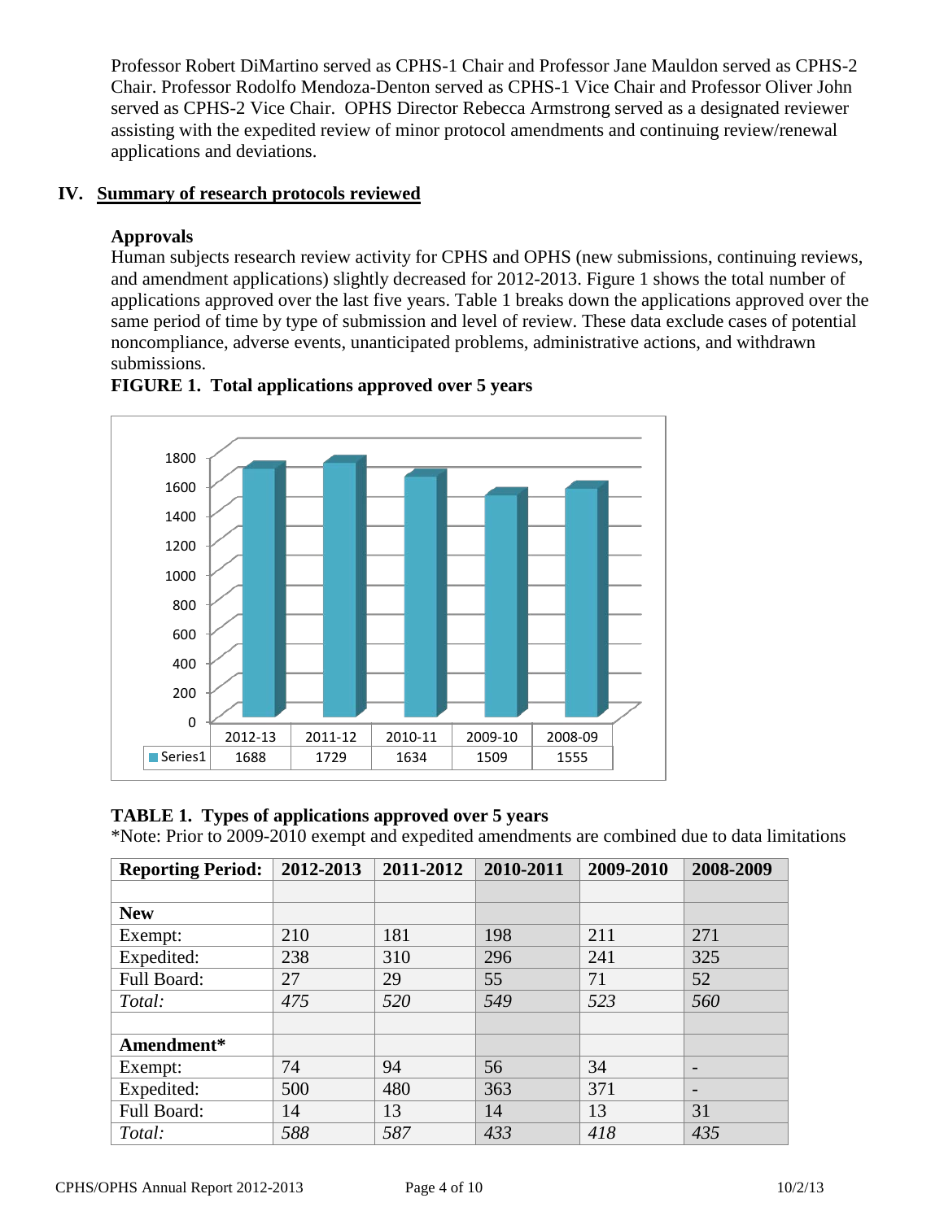Professor Robert DiMartino served as CPHS-1 Chair and Professor Jane Mauldon served as CPHS-2 Chair. Professor Rodolfo Mendoza-Denton served as CPHS-1 Vice Chair and Professor Oliver John served as CPHS-2 Vice Chair. OPHS Director Rebecca Armstrong served as a designated reviewer assisting with the expedited review of minor protocol amendments and continuing review/renewal applications and deviations.

## IV. Summary of research protocols reviewed

### Approvals

Human subjects research review activity for CPHS and OPHS (new submissions, continuing reviews, and amendment applications) slightly decreased for 2012-2013. Figure 1 shows the total number of applications approved over the last five years. Table 1 breaks down the applications approved over the same period of time by type of submission and level of review. These data exclude cases of potential noncompliance, adverse events, unanticipated problems, administrative actions, and withdrawn submissions.

**FIGURE 1. Total applications approved over 5 years**

| | 2012-13 | 2011-12 | 2010-11 | 2009-10 | 2008-09 |
|---|---|---|---|---|---|
| Series1 | 1688 | 1729 | 1634 | 1509 | 1555 |

**TABLE 1. Types of applications approved over 5 years**

*Note: Prior to 2009-2010 exempt and expedited amendments are combined due to data limitations

| Reporting Period: | 2012-2013 | 2011-2012 | 2010-2011 | 2009-2010 | 2008-2009 |
|---|---|---|---|---|---|
| | | | | | |
| **New** | | | | | |
| Exempt: | 210 | 181 | 198 | 211 | 271 |
| Expedited: | 238 | 310 | 296 | 241 | 325 |
| Full Board: | 27 | 29 | 55 | 71 | 52 |
| *Total:* | *475* | *520* | *549* | *523* | *560* |
| | | | | | |
| **Amendment*** | | | | | |
| Exempt: | 74 | 94 | 56 | 34 | - |
| Expedited: | 500 | 480 | 363 | 371 | - |
| Full Board: | 14 | 13 | 14 | 13 | 31 |
| *Total:* | *588* | *587* | *433* | *418* | *435* |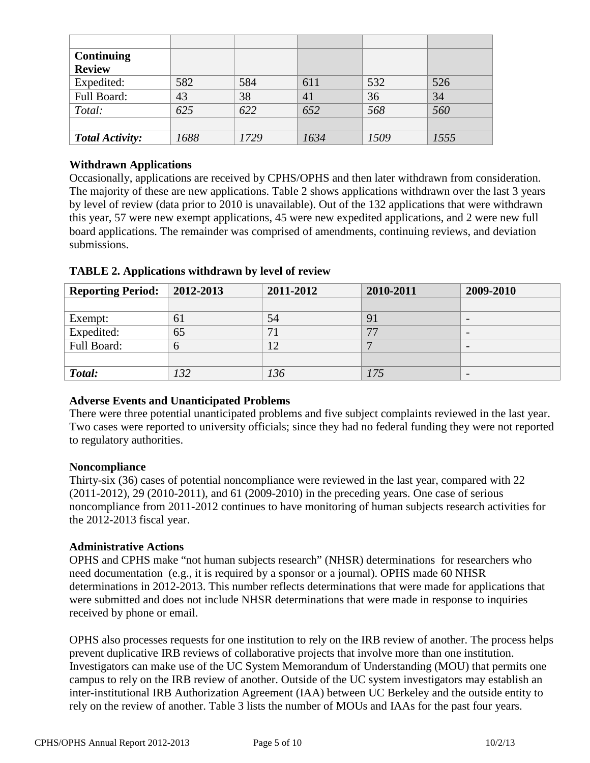| | | | | | |
|---|---|---|---|---|---|
| **Continuing Review** | | | | | |
| Expedited: | 582 | 584 | 611 | 532 | 526 |
| Full Board: | 43 | 38 | 41 | 36 | 34 |
| *Total:* | *625* | *622* | *652* | *568* | *560* |
| | | | | | |
| ***Total Activity:*** | *1688* | *1729* | *1634* | *1509* | *1555* |

**Withdrawn Applications**

Occasionally, applications are received by CPHS/OPHS and then later withdrawn from consideration. The majority of these are new applications. Table 2 shows applications withdrawn over the last 3 years by level of review (data prior to 2010 is unavailable). Out of the 132 applications that were withdrawn this year, 57 were new exempt applications, 45 were new expedited applications, and 2 were new full board applications. The remainder was comprised of amendments, continuing reviews, and deviation submissions.

**TABLE 2. Applications withdrawn by level of review**

| **Reporting Period:** | **2012-2013** | **2011-2012** | **2010-2011** | **2009-2010** |
|---|---|---|---|---|
| | | | | |
| Exempt: | 61 | 54 | 91 | - |
| Expedited: | 65 | 71 | 77 | - |
| Full Board: | 6 | 12 | 7 | - |
| | | | | |
| ***Total:*** | *132* | *136* | *175* | - |

**Adverse Events and Unanticipated Problems**

There were three potential unanticipated problems and five subject complaints reviewed in the last year. Two cases were reported to university officials; since they had no federal funding they were not reported to regulatory authorities.

**Noncompliance**

Thirty-six (36) cases of potential noncompliance were reviewed in the last year, compared with 22 (2011-2012), 29 (2010-2011), and 61 (2009-2010) in the preceding years. One case of serious noncompliance from 2011-2012 continues to have monitoring of human subjects research activities for the 2012-2013 fiscal year.

**Administrative Actions**

OPHS and CPHS make "not human subjects research" (NHSR) determinations for researchers who need documentation (e.g., it is required by a sponsor or a journal). OPHS made 60 NHSR determinations in 2012-2013. This number reflects determinations that were made for applications that were submitted and does not include NHSR determinations that were made in response to inquiries received by phone or email.

OPHS also processes requests for one institution to rely on the IRB review of another. The process helps prevent duplicative IRB reviews of collaborative projects that involve more than one institution. Investigators can make use of the UC System Memorandum of Understanding (MOU) that permits one campus to rely on the IRB review of another. Outside of the UC system investigators may establish an inter-institutional IRB Authorization Agreement (IAA) between UC Berkeley and the outside entity to rely on the review of another. Table 3 lists the number of MOUs and IAAs for the past four years.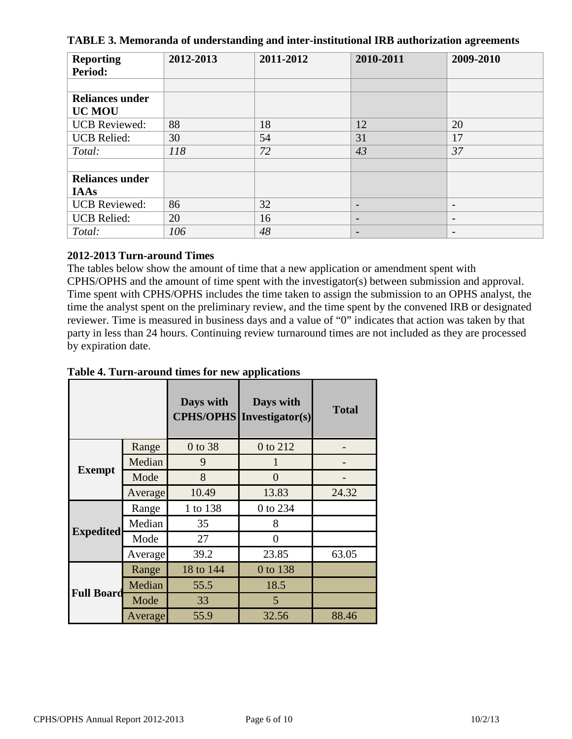**TABLE 3. Memoranda of understanding and inter-institutional IRB authorization agreements**

| Reporting Period: | 2012-2013 | 2011-2012 | 2010-2011 | 2009-2010 |
|---|---|---|---|---|
| | | | | |
| **Reliances under UC MOU** | | | | |
| UCB Reviewed: | 88 | 18 | 12 | 20 |
| UCB Relied: | 30 | 54 | 31 | 17 |
| *Total:* | *118* | *72* | *43* | *37* |
| | | | | |
| **Reliances under IAAs** | | | | |
| UCB Reviewed: | 86 | 32 | - | - |
| UCB Relied: | 20 | 16 | - | - |
| *Total:* | *106* | *48* | - | - |

**2012-2013 Turn-around Times**

The tables below show the amount of time that a new application or amendment spent with CPHS/OPHS and the amount of time spent with the investigator(s) between submission and approval. Time spent with CPHS/OPHS includes the time taken to assign the submission to an OPHS analyst, the time the analyst spent on the preliminary review, and the time spent by the convened IRB or designated reviewer. Time is measured in business days and a value of "0" indicates that action was taken by that party in less than 24 hours. Continuing review turnaround times are not included as they are processed by expiration date.

**Table 4. Turn-around times for new applications**

| | | Days with CPHS/OPHS | Days with Investigator(s) | Total |
|---|---|---|---|---|
| **Exempt** | Range | 0 to 38 | 0 to 212 | - |
| | Median | 9 | 1 | - |
| | Mode | 8 | 0 | - |
| | Average | 10.49 | 13.83 | 24.32 |
| **Expedited** | Range | 1 to 138 | 0 to 234 | |
| | Median | 35 | 8 | |
| | Mode | 27 | 0 | |
| | Average | 39.2 | 23.85 | 63.05 |
| **Full Board** | Range | 18 to 144 | 0 to 138 | |
| | Median | 55.5 | 18.5 | |
| | Mode | 33 | 5 | |
| | Average | 55.9 | 32.56 | 88.46 |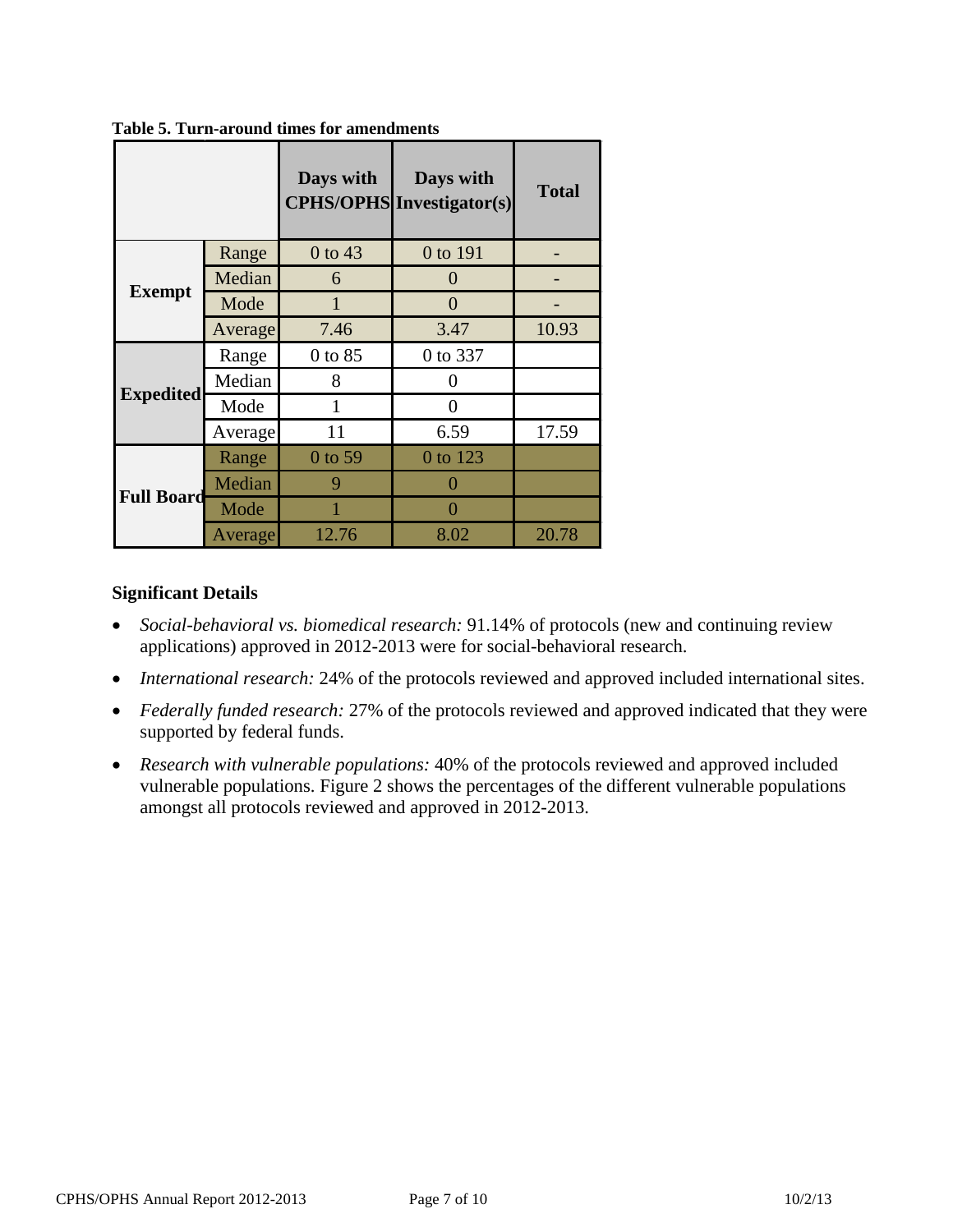**Table 5. Turn-around times for amendments**

| | | Days with CPHS/OPHS | Days with Investigator(s) | Total |
|---|---|---|---|---|
| **Exempt** | Range | 0 to 43 | 0 to 191 | - |
| | Median | 6 | 0 | - |
| | Mode | 1 | 0 | - |
| | Average | 7.46 | 3.47 | 10.93 |
| **Expedited** | Range | 0 to 85 | 0 to 337 | |
| | Median | 8 | 0 | |
| | Mode | 1 | 0 | |
| | Average | 11 | 6.59 | 17.59 |
| **Full Board** | Range | 0 to 59 | 0 to 123 | |
| | Median | 9 | 0 | |
| | Mode | 1 | 0 | |
| | Average | 12.76 | 8.02 | 20.78 |

### Significant Details

- *Social-behavioral vs. biomedical research:* 91.14% of protocols (new and continuing review applications) approved in 2012-2013 were for social-behavioral research.
- *International research:* 24% of the protocols reviewed and approved included international sites.
- *Federally funded research:* 27% of the protocols reviewed and approved indicated that they were supported by federal funds.
- *Research with vulnerable populations:* 40% of the protocols reviewed and approved included vulnerable populations. Figure 2 shows the percentages of the different vulnerable populations amongst all protocols reviewed and approved in 2012-2013.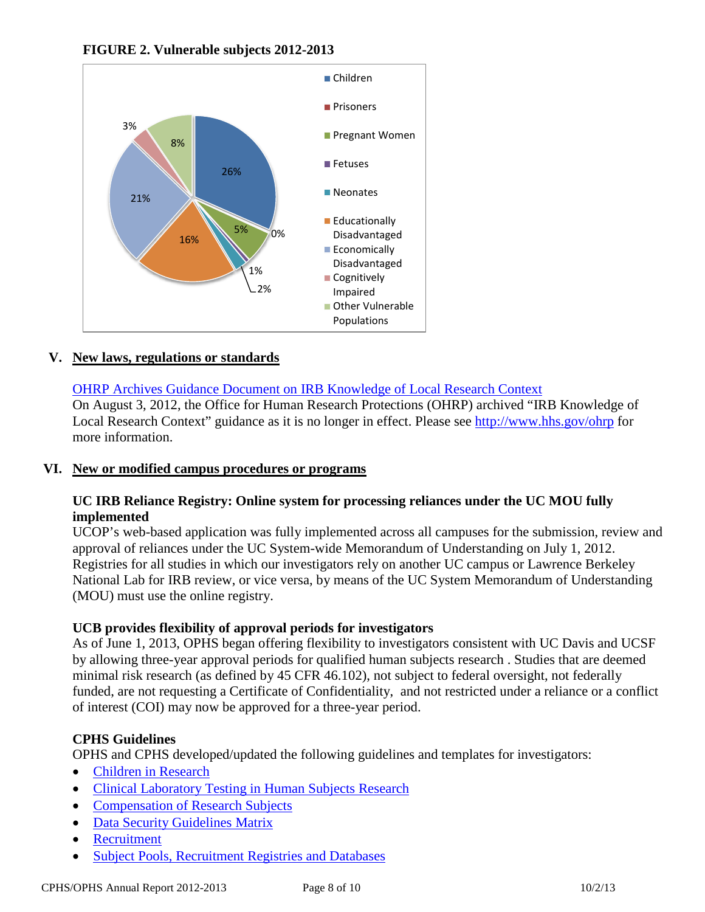**FIGURE 2. Vulnerable subjects 2012-2013**

| Category | Percentage |
|---|---|
| Children | 26% |
| Prisoners | 0% |
| Pregnant Women | 5% |
| Fetuses | 1% |
| Neonates | 2% |
| Educationally Disadvantaged | 16% |
| Economically Disadvantaged | 21% |
| Cognitively Impaired | 3% |
| Other Vulnerable Populations | 8% |

## V. New laws, regulations or standards

[OHRP Archives Guidance Document on IRB Knowledge of Local Research Context]
On August 3, 2012, the Office for Human Research Protections (OHRP) archived "IRB Knowledge of Local Research Context" guidance as it is no longer in effect. Please see http://www.hhs.gov/ohrp for more information.

## VI. New or modified campus procedures or programs

**UC IRB Reliance Registry: Online system for processing reliances under the UC MOU fully implemented**
UCOP's web-based application was fully implemented across all campuses for the submission, review and approval of reliances under the UC System-wide Memorandum of Understanding on July 1, 2012. Registries for all studies in which our investigators rely on another UC campus or Lawrence Berkeley National Lab for IRB review, or vice versa, by means of the UC System Memorandum of Understanding (MOU) must use the online registry.

**UCB provides flexibility of approval periods for investigators**
As of June 1, 2013, OPHS began offering flexibility to investigators consistent with UC Davis and UCSF by allowing three-year approval periods for qualified human subjects research . Studies that are deemed minimal risk research (as defined by 45 CFR 46.102), not subject to federal oversight, not federally funded, are not requesting a Certificate of Confidentiality, and not restricted under a reliance or a conflict of interest (COI) may now be approved for a three-year period.

**CPHS Guidelines**
OPHS and CPHS developed/updated the following guidelines and templates for investigators:

- Children in Research
- Clinical Laboratory Testing in Human Subjects Research
- Compensation of Research Subjects
- Data Security Guidelines Matrix
- Recruitment
- Subject Pools, Recruitment Registries and Databases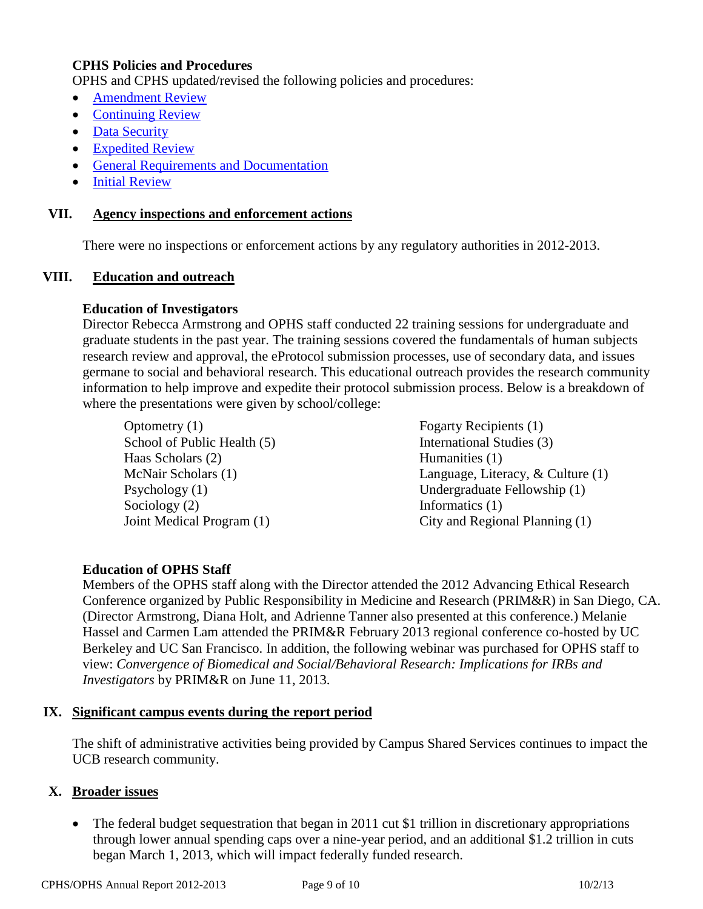**CPHS Policies and Procedures**

OPHS and CPHS updated/revised the following policies and procedures:

- Amendment Review
- Continuing Review
- Data Security
- Expedited Review
- General Requirements and Documentation
- Initial Review

## VII. Agency inspections and enforcement actions

There were no inspections or enforcement actions by any regulatory authorities in 2012-2013.

## VIII. Education and outreach

**Education of Investigators**

Director Rebecca Armstrong and OPHS staff conducted 22 training sessions for undergraduate and graduate students in the past year. The training sessions covered the fundamentals of human subjects research review and approval, the eProtocol submission processes, use of secondary data, and issues germane to social and behavioral research. This educational outreach provides the research community information to help improve and expedite their protocol submission process. Below is a breakdown of where the presentations were given by school/college:

Optometry (1)
School of Public Health (5)
Haas Scholars (2)
McNair Scholars (1)
Psychology (1)
Sociology (2)
Joint Medical Program (1)
Fogarty Recipients (1)
International Studies (3)
Humanities (1)
Language, Literacy, & Culture (1)
Undergraduate Fellowship (1)
Informatics (1)
City and Regional Planning (1)

**Education of OPHS Staff**

Members of the OPHS staff along with the Director attended the 2012 Advancing Ethical Research Conference organized by Public Responsibility in Medicine and Research (PRIM&R) in San Diego, CA. (Director Armstrong, Diana Holt, and Adrienne Tanner also presented at this conference.) Melanie Hassel and Carmen Lam attended the PRIM&R February 2013 regional conference co-hosted by UC Berkeley and UC San Francisco. In addition, the following webinar was purchased for OPHS staff to view: *Convergence of Biomedical and Social/Behavioral Research: Implications for IRBs and Investigators* by PRIM&R on June 11, 2013.

## IX. Significant campus events during the report period

The shift of administrative activities being provided by Campus Shared Services continues to impact the UCB research community.

## X. Broader issues

- The federal budget sequestration that began in 2011 cut $1 trillion in discretionary appropriations through lower annual spending caps over a nine-year period, and an additional $1.2 trillion in cuts began March 1, 2013, which will impact federally funded research.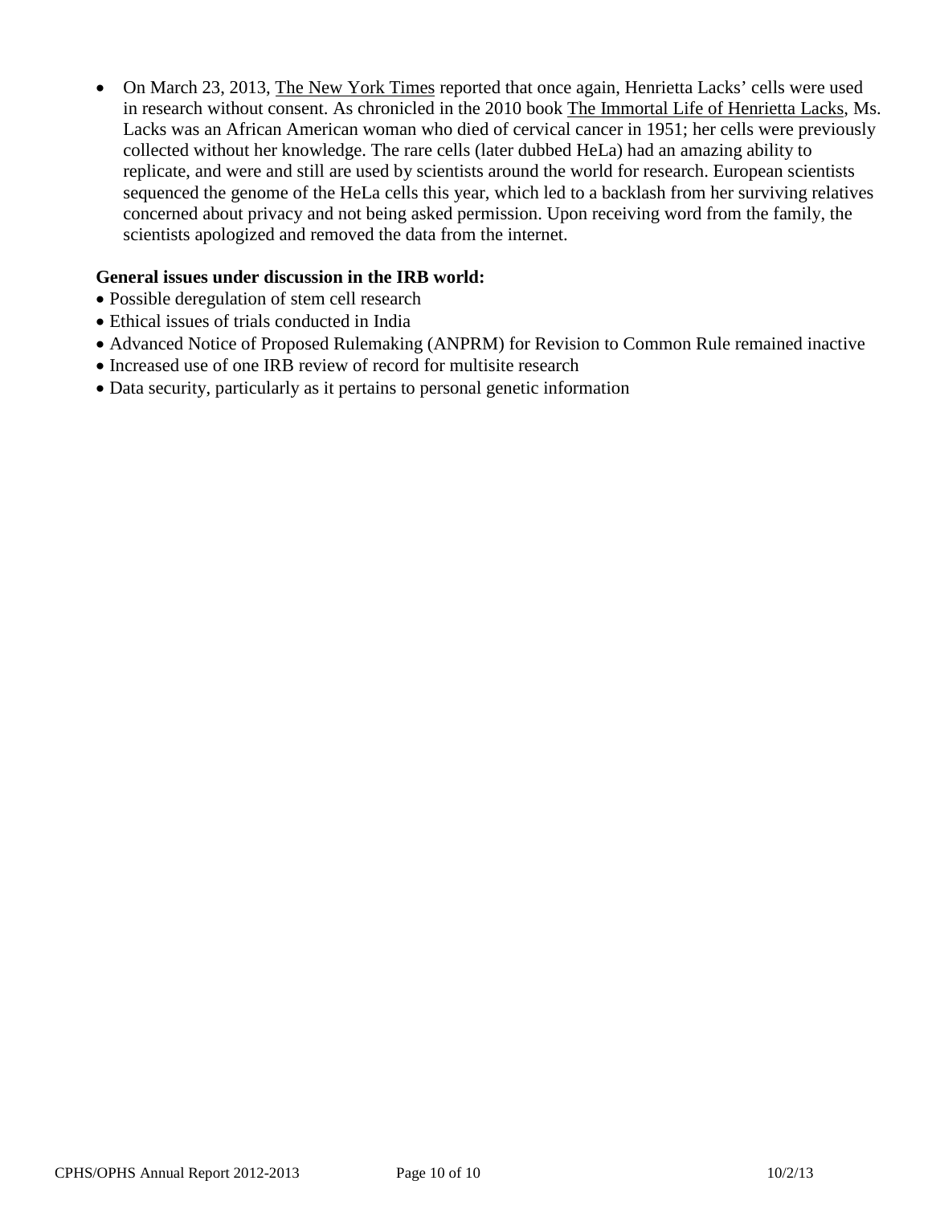- On March 23, 2013, The New York Times reported that once again, Henrietta Lacks' cells were used in research without consent. As chronicled in the 2010 book The Immortal Life of Henrietta Lacks, Ms. Lacks was an African American woman who died of cervical cancer in 1951; her cells were previously collected without her knowledge. The rare cells (later dubbed HeLa) had an amazing ability to replicate, and were and still are used by scientists around the world for research. European scientists sequenced the genome of the HeLa cells this year, which led to a backlash from her surviving relatives concerned about privacy and not being asked permission. Upon receiving word from the family, the scientists apologized and removed the data from the internet.

**General issues under discussion in the IRB world:**

- Possible deregulation of stem cell research
- Ethical issues of trials conducted in India
- Advanced Notice of Proposed Rulemaking (ANPRM) for Revision to Common Rule remained inactive
- Increased use of one IRB review of record for multisite research
- Data security, particularly as it pertains to personal genetic information